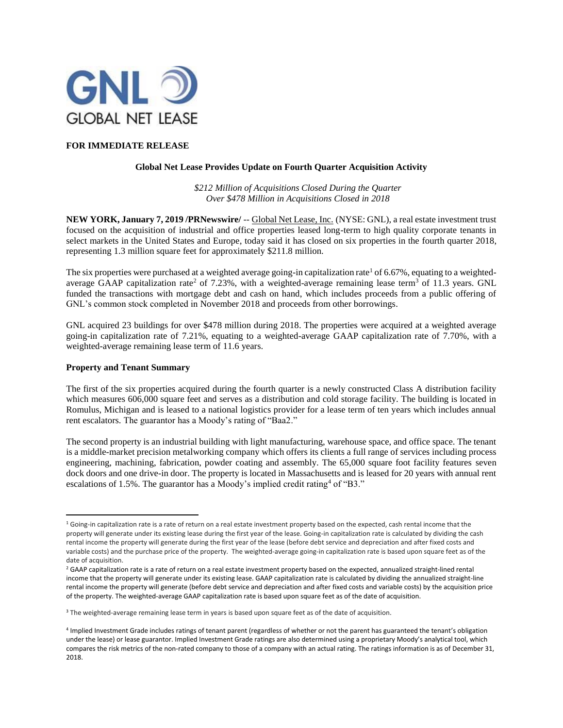**FOR IMMEDIATE RELEASE**

**Global Net Lease Provides Update on Fourth Quarter Acquisition Activity**

*$212 Million of Acquisitions Closed During the Quarter*
*Over $478 Million in Acquisitions Closed in 2018*

**NEW YORK, January 7, 2019 /PRNewswire/** -- Global Net Lease, Inc. (NYSE: GNL), a real estate investment trust focused on the acquisition of industrial and office properties leased long-term to high quality corporate tenants in select markets in the United States and Europe, today said it has closed on six properties in the fourth quarter 2018, representing 1.3 million square feet for approximately $211.8 million.

The six properties were purchased at a weighted average going-in capitalization rate[1] of 6.67%, equating to a weighted-average GAAP capitalization rate[2] of 7.23%, with a weighted-average remaining lease term[3] of 11.3 years. GNL funded the transactions with mortgage debt and cash on hand, which includes proceeds from a public offering of GNL's common stock completed in November 2018 and proceeds from other borrowings.

GNL acquired 23 buildings for over $478 million during 2018. The properties were acquired at a weighted average going-in capitalization rate of 7.21%, equating to a weighted-average GAAP capitalization rate of 7.70%, with a weighted-average remaining lease term of 11.6 years.

**Property and Tenant Summary**

The first of the six properties acquired during the fourth quarter is a newly constructed Class A distribution facility which measures 606,000 square feet and serves as a distribution and cold storage facility. The building is located in Romulus, Michigan and is leased to a national logistics provider for a lease term of ten years which includes annual rent escalators. The guarantor has a Moody's rating of "Baa2."

The second property is an industrial building with light manufacturing, warehouse space, and office space. The tenant is a middle-market precision metalworking company which offers its clients a full range of services including process engineering, machining, fabrication, powder coating and assembly. The 65,000 square foot facility features seven dock doors and one drive-in door. The property is located in Massachusetts and is leased for 20 years with annual rent escalations of 1.5%. The guarantor has a Moody's implied credit rating[4] of "B3."

---

[1] Going-in capitalization rate is a rate of return on a real estate investment property based on the expected, cash rental income that the property will generate under its existing lease during the first year of the lease. Going-in capitalization rate is calculated by dividing the cash rental income the property will generate during the first year of the lease (before debt service and depreciation and after fixed costs and variable costs) and the purchase price of the property. The weighted-average going-in capitalization rate is based upon square feet as of the date of acquisition.

[2] GAAP capitalization rate is a rate of return on a real estate investment property based on the expected, annualized straight-lined rental income that the property will generate under its existing lease. GAAP capitalization rate is calculated by dividing the annualized straight-line rental income the property will generate (before debt service and depreciation and after fixed costs and variable costs) by the acquisition price of the property. The weighted-average GAAP capitalization rate is based upon square feet as of the date of acquisition.

[3] The weighted-average remaining lease term in years is based upon square feet as of the date of acquisition.

[4] Implied Investment Grade includes ratings of tenant parent (regardless of whether or not the parent has guaranteed the tenant's obligation under the lease) or lease guarantor. Implied Investment Grade ratings are also determined using a proprietary Moody's analytical tool, which compares the risk metrics of the non-rated company to those of a company with an actual rating. The ratings information is as of December 31, 2018.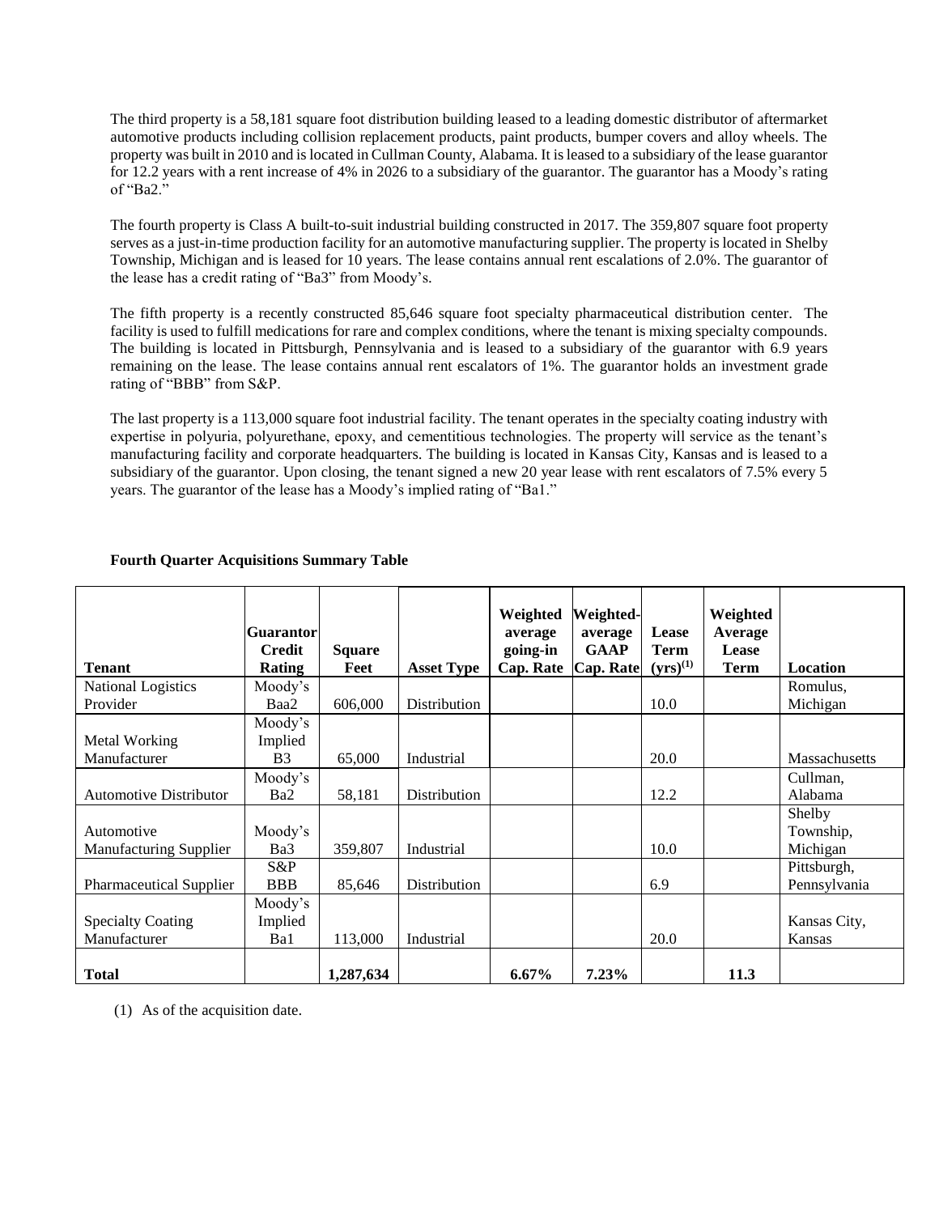The third property is a 58,181 square foot distribution building leased to a leading domestic distributor of aftermarket automotive products including collision replacement products, paint products, bumper covers and alloy wheels. The property was built in 2010 and is located in Cullman County, Alabama. It is leased to a subsidiary of the lease guarantor for 12.2 years with a rent increase of 4% in 2026 to a subsidiary of the guarantor. The guarantor has a Moody's rating of "Ba2."

The fourth property is Class A built-to-suit industrial building constructed in 2017. The 359,807 square foot property serves as a just-in-time production facility for an automotive manufacturing supplier. The property is located in Shelby Township, Michigan and is leased for 10 years. The lease contains annual rent escalations of 2.0%. The guarantor of the lease has a credit rating of "Ba3" from Moody's.

The fifth property is a recently constructed 85,646 square foot specialty pharmaceutical distribution center. The facility is used to fulfill medications for rare and complex conditions, where the tenant is mixing specialty compounds. The building is located in Pittsburgh, Pennsylvania and is leased to a subsidiary of the guarantor with 6.9 years remaining on the lease. The lease contains annual rent escalators of 1%. The guarantor holds an investment grade rating of "BBB" from S&P.

The last property is a 113,000 square foot industrial facility. The tenant operates in the specialty coating industry with expertise in polyuria, polyurethane, epoxy, and cementitious technologies. The property will service as the tenant's manufacturing facility and corporate headquarters. The building is located in Kansas City, Kansas and is leased to a subsidiary of the guarantor. Upon closing, the tenant signed a new 20 year lease with rent escalators of 7.5% every 5 years. The guarantor of the lease has a Moody's implied rating of "Ba1."

**Fourth Quarter Acquisitions Summary Table**

| Tenant | Guarantor Credit Rating | Square Feet | Asset Type | Weighted average going-in Cap. Rate | Weighted-average GAAP Cap. Rate | Lease Term (yrs)(1) | Weighted Average Lease Term | Location |
|---|---|---|---|---|---|---|---|---|
| National Logistics Provider | Moody's Baa2 | 606,000 | Distribution | | | 10.0 | | Romulus, Michigan |
| Metal Working Manufacturer | Moody's Implied B3 | 65,000 | Industrial | | | 20.0 | | Massachusetts |
| Automotive Distributor | Moody's Ba2 | 58,181 | Distribution | | | 12.2 | | Cullman, Alabama |
| Automotive Manufacturing Supplier | Moody's Ba3 | 359,807 | Industrial | | | 10.0 | | Shelby Township, Michigan |
| Pharmaceutical Supplier | S&P BBB | 85,646 | Distribution | | | 6.9 | | Pittsburgh, Pennsylvania |
| Specialty Coating Manufacturer | Moody's Implied Ba1 | 113,000 | Industrial | | | 20.0 | | Kansas City, Kansas |
| **Total** | | **1,287,634** | | **6.67%** | **7.23%** | | **11.3** | |

(1) As of the acquisition date.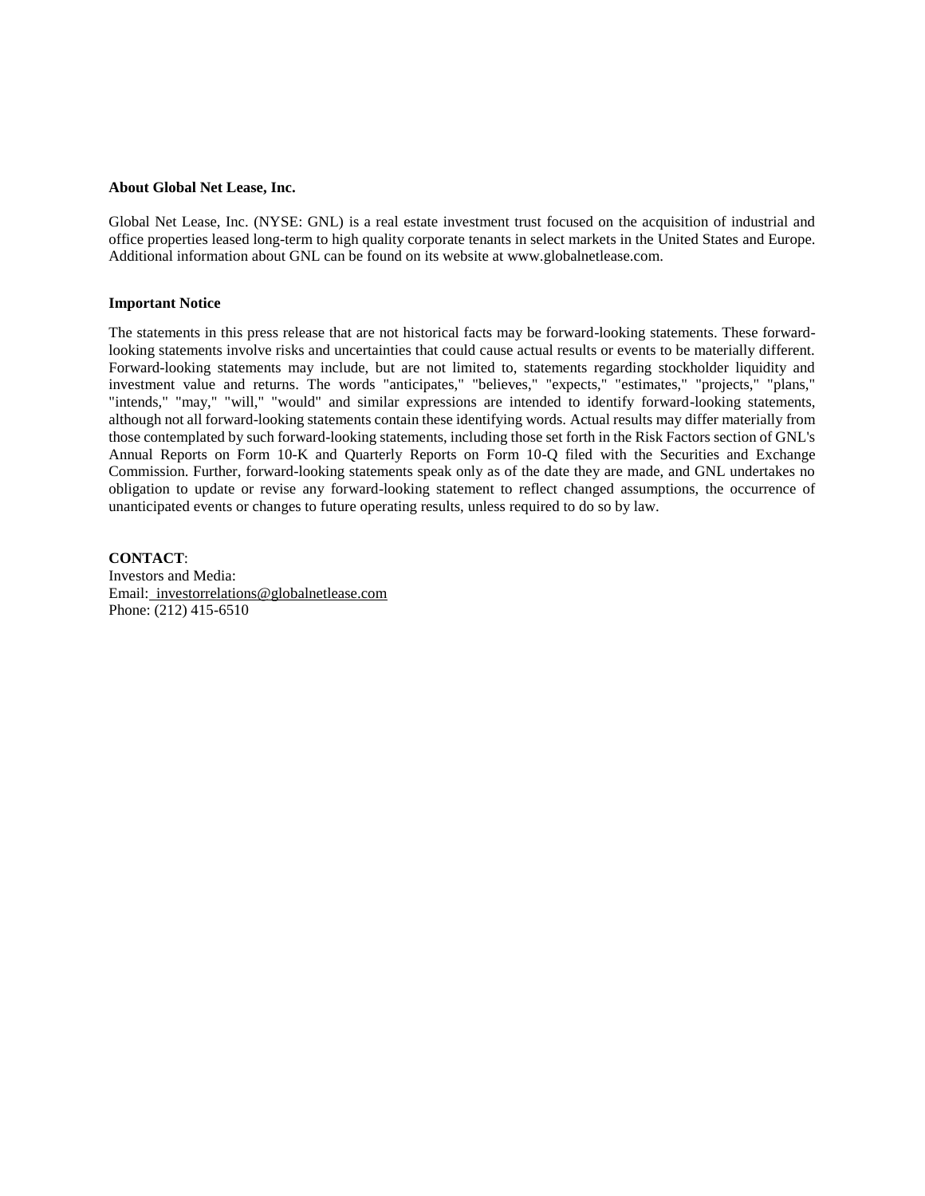**About Global Net Lease, Inc.**

Global Net Lease, Inc. (NYSE: GNL) is a real estate investment trust focused on the acquisition of industrial and office properties leased long-term to high quality corporate tenants in select markets in the United States and Europe. Additional information about GNL can be found on its website at www.globalnetlease.com.

**Important Notice**

The statements in this press release that are not historical facts may be forward-looking statements. These forward-looking statements involve risks and uncertainties that could cause actual results or events to be materially different. Forward-looking statements may include, but are not limited to, statements regarding stockholder liquidity and investment value and returns. The words "anticipates," "believes," "expects," "estimates," "projects," "plans," "intends," "may," "will," "would" and similar expressions are intended to identify forward-looking statements, although not all forward-looking statements contain these identifying words. Actual results may differ materially from those contemplated by such forward-looking statements, including those set forth in the Risk Factors section of GNL's Annual Reports on Form 10-K and Quarterly Reports on Form 10-Q filed with the Securities and Exchange Commission. Further, forward-looking statements speak only as of the date they are made, and GNL undertakes no obligation to update or revise any forward-looking statement to reflect changed assumptions, the occurrence of unanticipated events or changes to future operating results, unless required to do so by law.

**CONTACT**:
Investors and Media:
Email: investorrelations@globalnetlease.com
Phone: (212) 415-6510